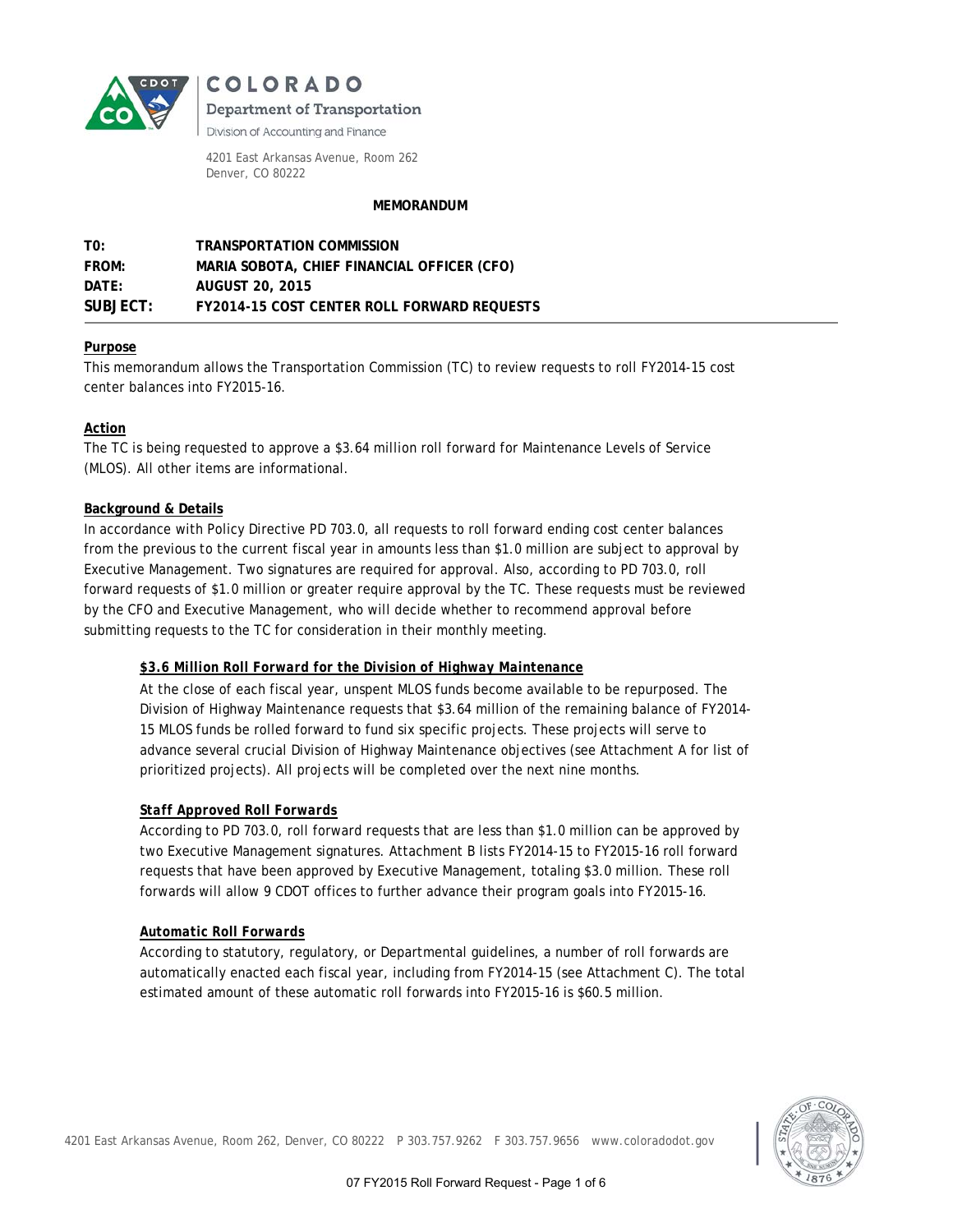COLORADO

Department of Transportation

Division of Accounting and Finance

4201 East Arkansas Avenue, Room 262
Denver, CO 80222

**MEMORANDUM**

| | |
|---|---|
| **TO:** | **TRANSPORTATION COMMISSION** |
| **FROM:** | **MARIA SOBOTA, CHIEF FINANCIAL OFFICER (CFO)** |
| **DATE:** | **AUGUST 20, 2015** |
| **SUBJECT:** | **FY2014-15 COST CENTER ROLL FORWARD REQUESTS** |

**Purpose**

This memorandum allows the Transportation Commission (TC) to review requests to roll FY2014-15 cost center balances into FY2015-16.

**Action**

The TC is being requested to approve a $3.64 million roll forward for Maintenance Levels of Service (MLOS). All other items are informational.

**Background & Details**

In accordance with Policy Directive PD 703.0, all requests to roll forward ending cost center balances from the previous to the current fiscal year in amounts less than $1.0 million are subject to approval by Executive Management. Two signatures are required for approval. Also, according to PD 703.0, roll forward requests of $1.0 million or greater require approval by the TC. These requests must be reviewed by the CFO and Executive Management, who will decide whether to recommend approval before submitting requests to the TC for consideration in their monthly meeting.

***$3.6 Million Roll Forward for the Division of Highway Maintenance***

At the close of each fiscal year, unspent MLOS funds become available to be repurposed. The Division of Highway Maintenance requests that $3.64 million of the remaining balance of FY2014-15 MLOS funds be rolled forward to fund six specific projects. These projects will serve to advance several crucial Division of Highway Maintenance objectives (see Attachment A for list of prioritized projects). All projects will be completed over the next nine months.

***Staff Approved Roll Forwards***

According to PD 703.0, roll forward requests that are less than $1.0 million can be approved by two Executive Management signatures. Attachment B lists FY2014-15 to FY2015-16 roll forward requests that have been approved by Executive Management, totaling $3.0 million. These roll forwards will allow 9 CDOT offices to further advance their program goals into FY2015-16.

***Automatic Roll Forwards***

According to statutory, regulatory, or Departmental guidelines, a number of roll forwards are automatically enacted each fiscal year, including from FY2014-15 (see Attachment C). The total estimated amount of these automatic roll forwards into FY2015-16 is $60.5 million.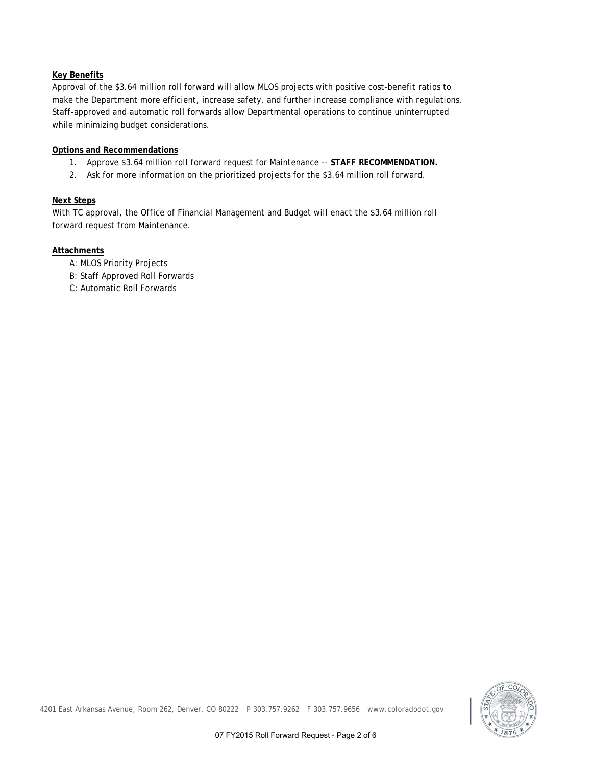**Key Benefits**

Approval of the $3.64 million roll forward will allow MLOS projects with positive cost-benefit ratios to make the Department more efficient, increase safety, and further increase compliance with regulations. Staff-approved and automatic roll forwards allow Departmental operations to continue uninterrupted while minimizing budget considerations.

**Options and Recommendations**

1. Approve $3.64 million roll forward request for Maintenance -- **STAFF RECOMMENDATION.**
2. Ask for more information on the prioritized projects for the $3.64 million roll forward.

**Next Steps**

With TC approval, the Office of Financial Management and Budget will enact the $3.64 million roll forward request from Maintenance.

**Attachments**

A: MLOS Priority Projects
B: Staff Approved Roll Forwards
C: Automatic Roll Forwards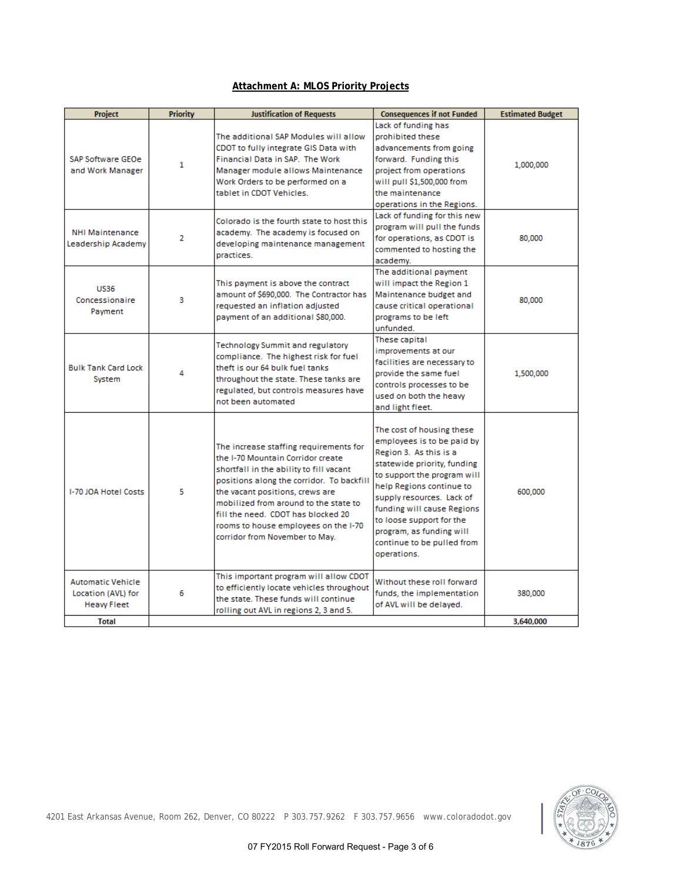# **Attachment A: MLOS Priority Projects**

| Project | Priority | Justification of Requests | Consequences if not Funded | Estimated Budget |
|---|---|---|---|---|
| SAP Software GEOe and Work Manager | 1 | The additional SAP Modules will allow CDOT to fully integrate GIS Data with Financial Data in SAP. The Work Manager module allows Maintenance Work Orders to be performed on a tablet in CDOT Vehicles. | Lack of funding has prohibited these advancements from going forward. Funding this project from operations will pull $1,500,000 from the maintenance operations in the Regions. | 1,000,000 |
| NHI Maintenance Leadership Academy | 2 | Colorado is the fourth state to host this academy. The academy is focused on developing maintenance management practices. | Lack of funding for this new program will pull the funds for operations, as CDOT is commented to hosting the academy. | 80,000 |
| US36 Concessionaire Payment | 3 | This payment is above the contract amount of $690,000. The Contractor has requested an inflation adjusted payment of an additional $80,000. | The additional payment will impact the Region 1 Maintenance budget and cause critical operational programs to be left unfunded. | 80,000 |
| Bulk Tank Card Lock System | 4 | Technology Summit and regulatory compliance. The highest risk for fuel theft is our 64 bulk fuel tanks throughout the state. These tanks are regulated, but controls measures have not been automated | These capital improvements at our facilities are necessary to provide the same fuel controls processes to be used on both the heavy and light fleet. | 1,500,000 |
| I-70 JOA Hotel Costs | 5 | The increase staffing requirements for the I-70 Mountain Corridor create shortfall in the ability to fill vacant positions along the corridor. To backfill the vacant positions, crews are mobilized from around to the state to fill the need. CDOT has blocked 20 rooms to house employees on the I-70 corridor from November to May. | The cost of housing these employees is to be paid by Region 3. As this is a statewide priority, funding to support the program will help Regions continue to supply resources. Lack of funding will cause Regions to loose support for the program, as funding will continue to be pulled from operations. | 600,000 |
| Automatic Vehicle Location (AVL) for Heavy Fleet | 6 | This important program will allow CDOT to efficiently locate vehicles throughout the state. These funds will continue rolling out AVL in regions 2, 3 and 5. | Without these roll forward funds, the implementation of AVL will be delayed. | 380,000 |
| **Total** | | | | **3,640,000** |

4201 East Arkansas Avenue, Room 262, Denver, CO 80222 P 303.757.9262 F 303.757.9656 www.coloradodot.gov

07 FY2015 Roll Forward Request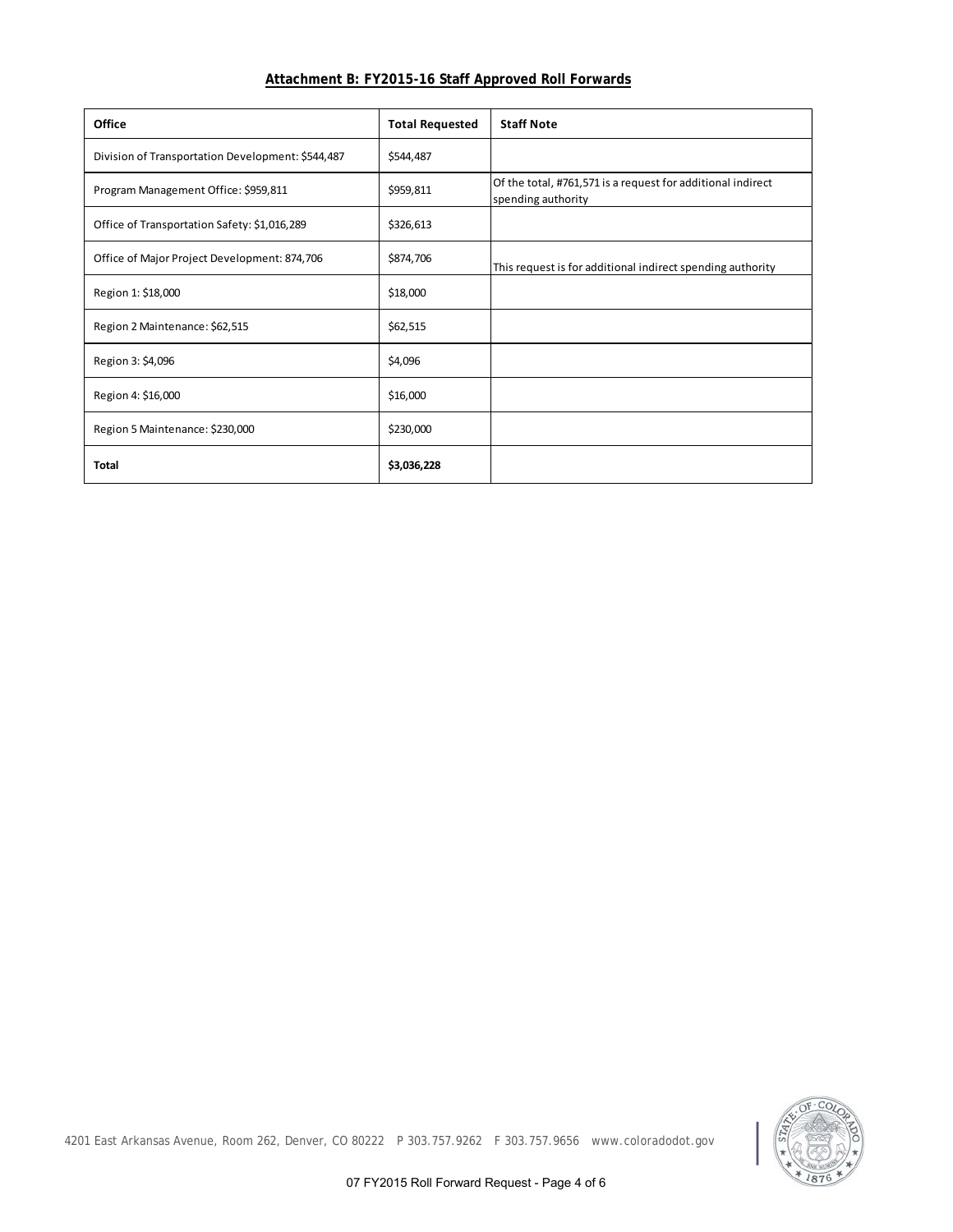## Attachment B: FY2015-16 Staff Approved Roll Forwards

| Office | Total Requested | Staff Note |
|---|---|---|
| Division of Transportation Development: $544,487 | $544,487 | |
| Program Management Office: $959,811 | $959,811 | Of the total, #761,571 is a request for additional indirect spending authority |
| Office of Transportation Safety: $1,016,289 | $326,613 | |
| Office of Major Project Development: 874,706 | $874,706 | This request is for additional indirect spending authority |
| Region 1: $18,000 | $18,000 | |
| Region 2 Maintenance: $62,515 | $62,515 | |
| Region 3: $4,096 | $4,096 | |
| Region 4: $16,000 | $16,000 | |
| Region 5 Maintenance: $230,000 | $230,000 | |
| **Total** | **$3,036,228** | |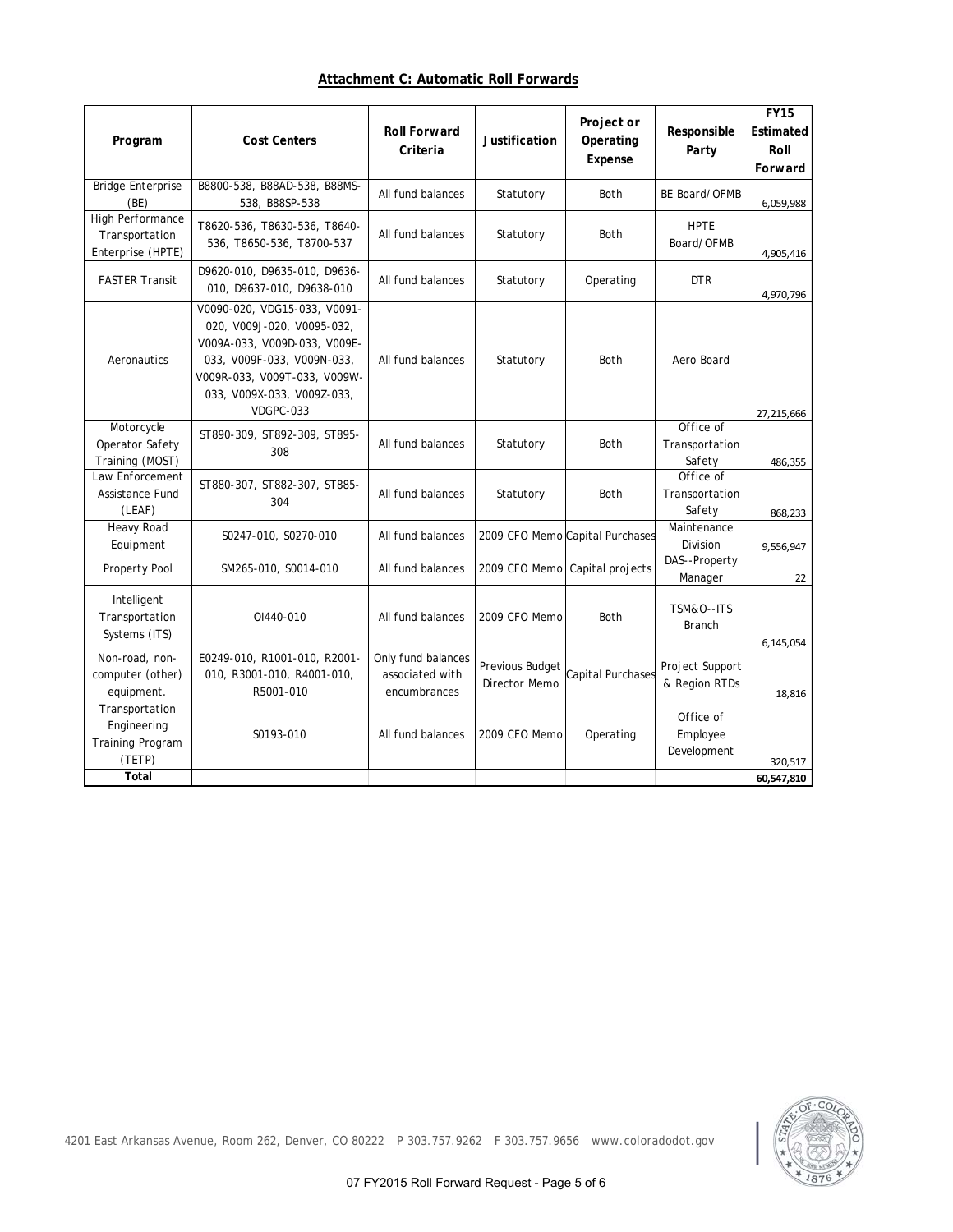**Attachment C: Automatic Roll Forwards**

| Program | Cost Centers | Roll Forward Criteria | Justification | Project or Operating Expense | Responsible Party | FY15 Estimated Roll Forward |
|---|---|---|---|---|---|---|
| Bridge Enterprise (BE) | B8800-538, B88AD-538, B88MS-538, B88SP-538 | All fund balances | Statutory | Both | BE Board/OFMB | 6,059,988 |
| High Performance Transportation Enterprise (HPTE) | T8620-536, T8630-536, T8640-536, T8650-536, T8700-537 | All fund balances | Statutory | Both | HPTE Board/OFMB | 4,905,416 |
| FASTER Transit | D9620-010, D9635-010, D9636-010, D9637-010, D9638-010 | All fund balances | Statutory | Operating | DTR | 4,970,796 |
| Aeronautics | V0090-020, VDG15-033, V0091-020, V009J-020, V0095-032, V009A-033, V009D-033, V009E-033, V009F-033, V009N-033, V009R-033, V009T-033, V009W-033, V009X-033, V009Z-033, VDGPC-033 | All fund balances | Statutory | Both | Aero Board | 27,215,666 |
| Motorcycle Operator Safety Training (MOST) | ST890-309, ST892-309, ST895-308 | All fund balances | Statutory | Both | Office of Transportation Safety | 486,355 |
| Law Enforcement Assistance Fund (LEAF) | ST880-307, ST882-307, ST885-304 | All fund balances | Statutory | Both | Office of Transportation Safety | 868,233 |
| Heavy Road Equipment | S0247-010, S0270-010 | All fund balances | 2009 CFO Memo | Capital Purchases | Maintenance Division | 9,556,947 |
| Property Pool | SM265-010, S0014-010 | All fund balances | 2009 CFO Memo | Capital projects | DAS--Property Manager | 22 |
| Intelligent Transportation Systems (ITS) | OI440-010 | All fund balances | 2009 CFO Memo | Both | TSM&O--ITS Branch | 6,145,054 |
| Non-road, non-computer (other) equipment. | E0249-010, R1001-010, R2001-010, R3001-010, R4001-010, R5001-010 | Only fund balances associated with encumbrances | Previous Budget Director Memo | Capital Purchases | Project Support & Region RTDs | 18,816 |
| Transportation Engineering Training Program (TETP) | S0193-010 | All fund balances | 2009 CFO Memo | Operating | Office of Employee Development | 320,517 |
| **Total** | | | | | | **60,547,810** |

4201 East Arkansas Avenue, Room 262, Denver, CO 80222 P 303.757.9262 F 303.757.9656 www.coloradodot.gov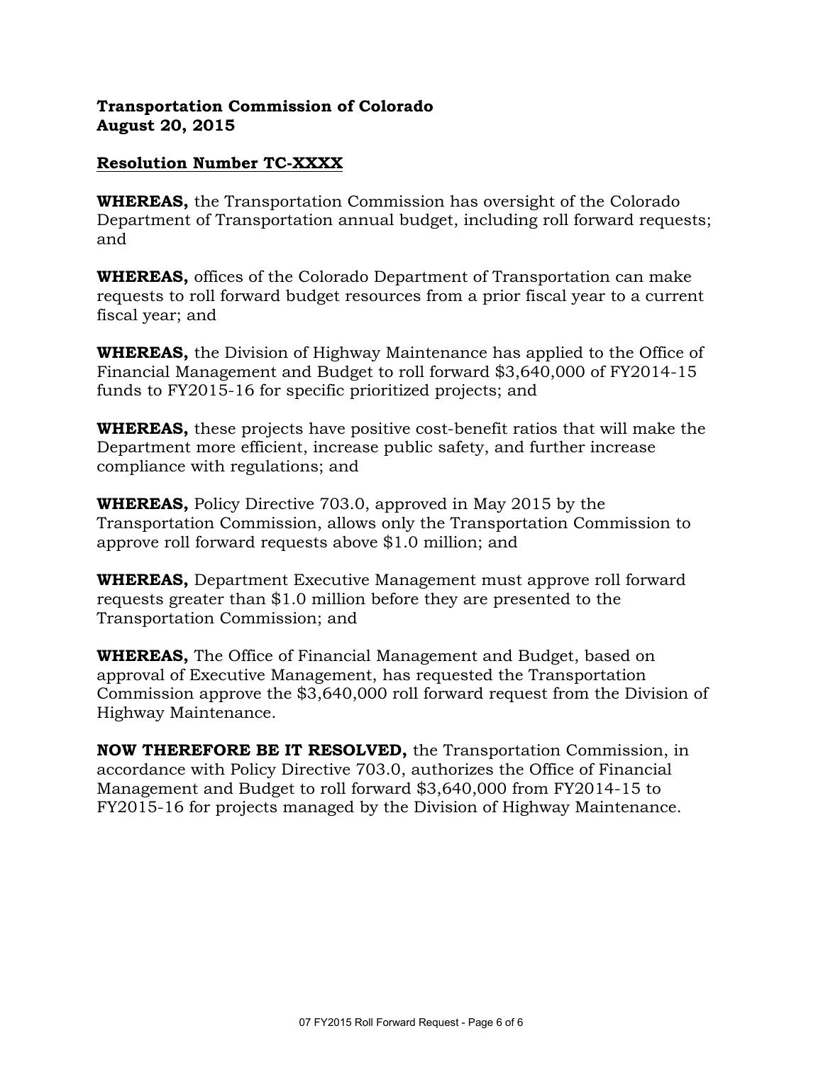**Transportation Commission of Colorado**
**August 20, 2015**

**Resolution Number TC-XXXX**

**WHEREAS,** the Transportation Commission has oversight of the Colorado Department of Transportation annual budget, including roll forward requests; and

**WHEREAS,** offices of the Colorado Department of Transportation can make requests to roll forward budget resources from a prior fiscal year to a current fiscal year; and

**WHEREAS,** the Division of Highway Maintenance has applied to the Office of Financial Management and Budget to roll forward $3,640,000 of FY2014-15 funds to FY2015-16 for specific prioritized projects; and

**WHEREAS,** these projects have positive cost-benefit ratios that will make the Department more efficient, increase public safety, and further increase compliance with regulations; and

**WHEREAS,** Policy Directive 703.0, approved in May 2015 by the Transportation Commission, allows only the Transportation Commission to approve roll forward requests above $1.0 million; and

**WHEREAS,** Department Executive Management must approve roll forward requests greater than $1.0 million before they are presented to the Transportation Commission; and

**WHEREAS,** The Office of Financial Management and Budget, based on approval of Executive Management, has requested the Transportation Commission approve the $3,640,000 roll forward request from the Division of Highway Maintenance.

**NOW THEREFORE BE IT RESOLVED,** the Transportation Commission, in accordance with Policy Directive 703.0, authorizes the Office of Financial Management and Budget to roll forward $3,640,000 from FY2014-15 to FY2015-16 for projects managed by the Division of Highway Maintenance.